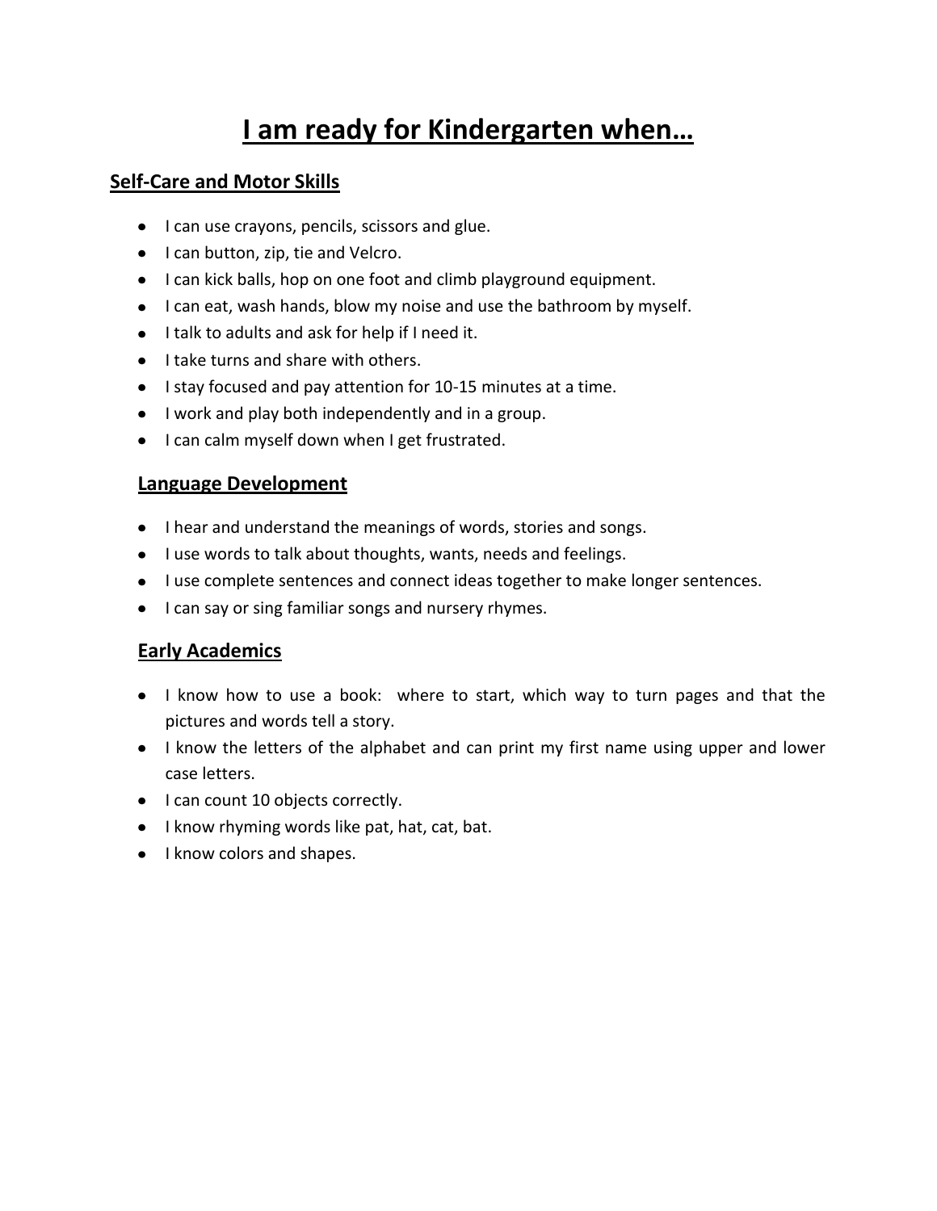# I am ready for Kindergarten when…

## Self-Care and Motor Skills

- I can use crayons, pencils, scissors and glue.
- I can button, zip, tie and Velcro.
- I can kick balls, hop on one foot and climb playground equipment.
- I can eat, wash hands, blow my noise and use the bathroom by myself.
- I talk to adults and ask for help if I need it.
- I take turns and share with others.
- I stay focused and pay attention for 10-15 minutes at a time.
- I work and play both independently and in a group.
- I can calm myself down when I get frustrated.

## Language Development

- I hear and understand the meanings of words, stories and songs.
- I use words to talk about thoughts, wants, needs and feelings.
- I use complete sentences and connect ideas together to make longer sentences.
- I can say or sing familiar songs and nursery rhymes.

## Early Academics

- I know how to use a book: where to start, which way to turn pages and that the pictures and words tell a story.
- I know the letters of the alphabet and can print my first name using upper and lower case letters.
- I can count 10 objects correctly.
- I know rhyming words like pat, hat, cat, bat.
- I know colors and shapes.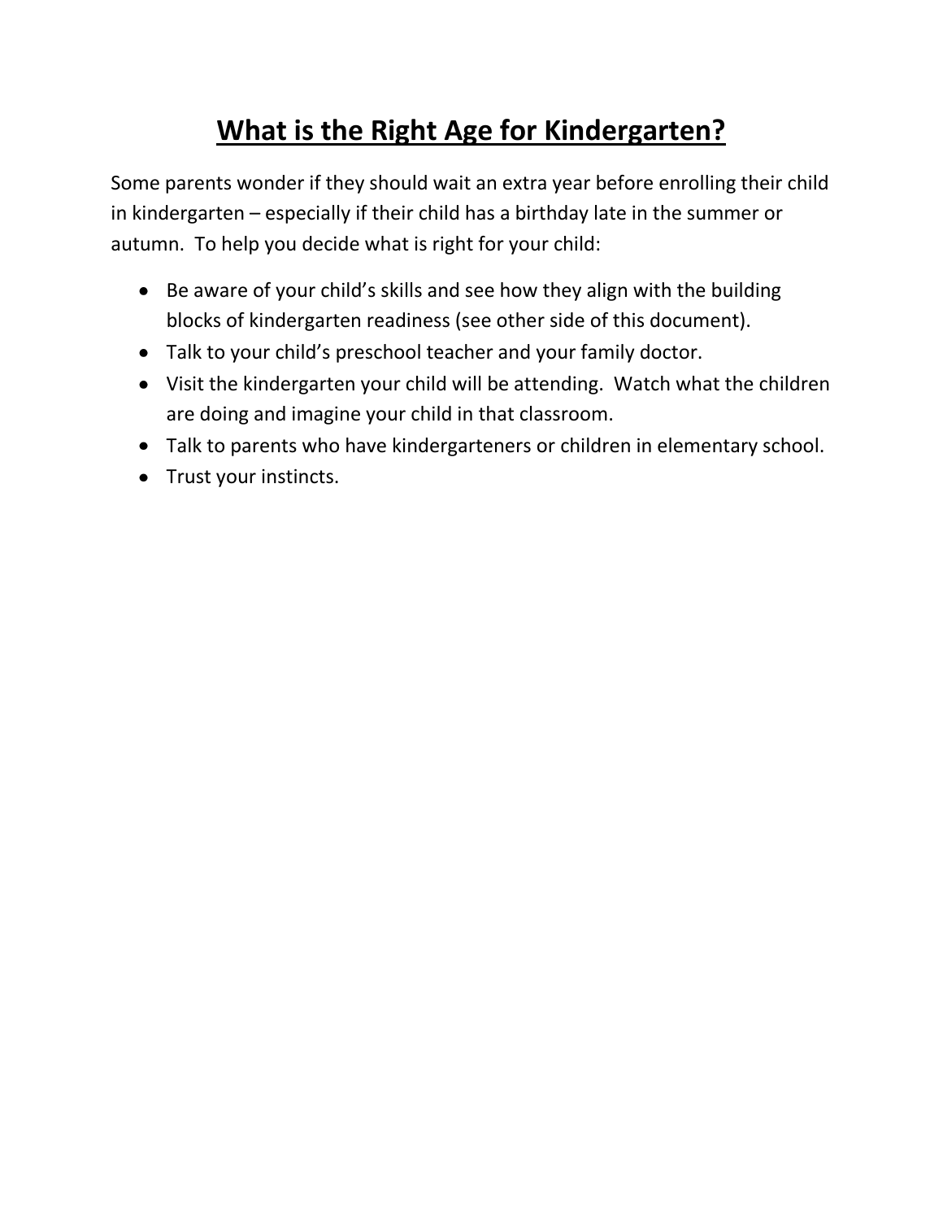# What is the Right Age for Kindergarten?

Some parents wonder if they should wait an extra year before enrolling their child in kindergarten – especially if their child has a birthday late in the summer or autumn. To help you decide what is right for your child:

- Be aware of your child's skills and see how they align with the building blocks of kindergarten readiness (see other side of this document).
- Talk to your child's preschool teacher and your family doctor.
- Visit the kindergarten your child will be attending. Watch what the children are doing and imagine your child in that classroom.
- Talk to parents who have kindergarteners or children in elementary school.
- Trust your instincts.